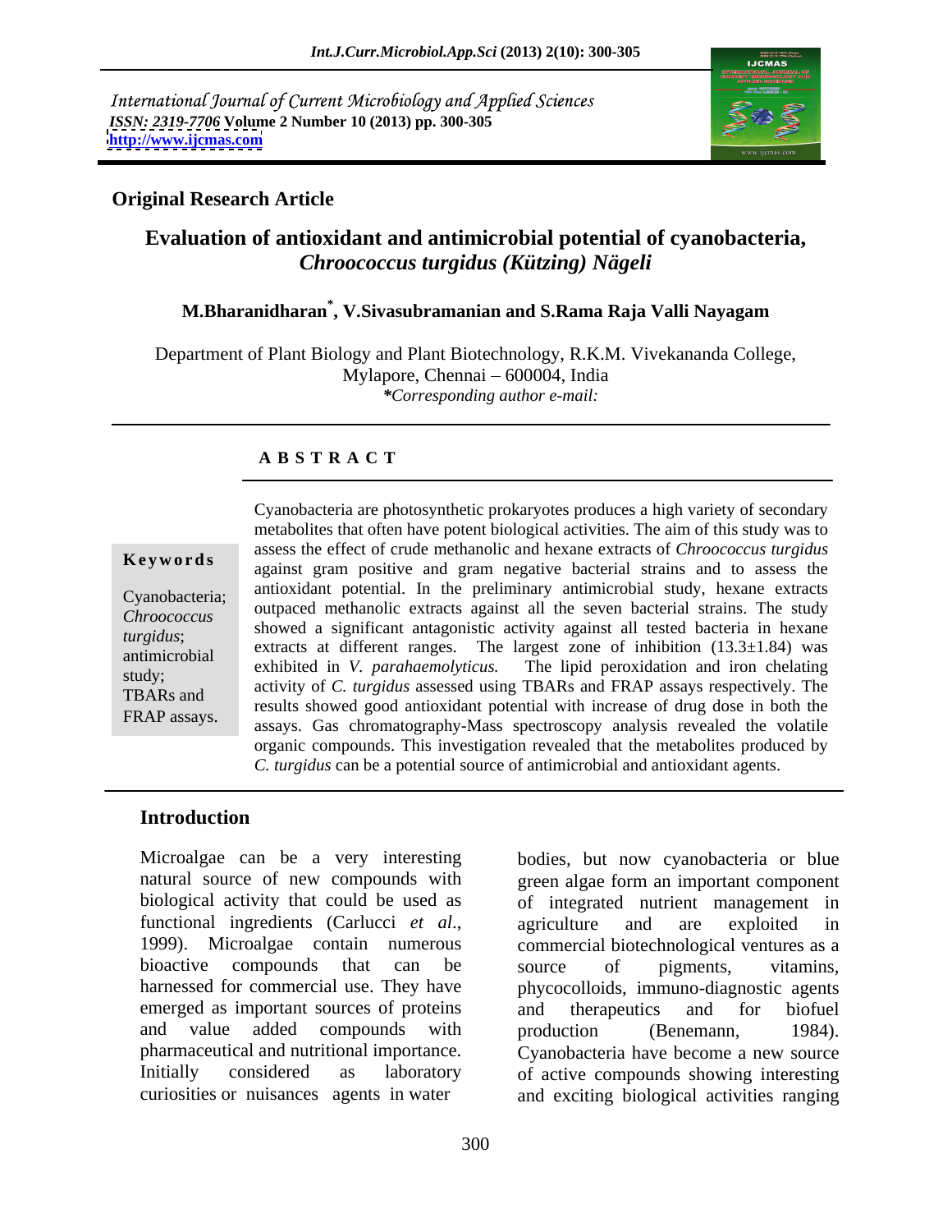International Journal of Current Microbiology and Applied Sciences
*ISSN: 2319-7706* **Volume 2 Number 10 (2013) pp. 300-305**
**http://www.ijcmas.com**

**Original Research Article**

# Evaluation of antioxidant and antimicrobial potential of cyanobacteria, *Chroococcus turgidus (Kützing) Nägeli*

**M.Bharanidharan[*], V.Sivasubramanian and S.Rama Raja Valli Nayagam**

Department of Plant Biology and Plant Biotechnology, R.K.M. Vivekananda College, Mylapore, Chennai – 600004, India
*\*Corresponding author e-mail:*

## A B S T R A C T

**Keywords**

Cyanobacteria; *Chroococcus turgidus*; antimicrobial study; TBARs and FRAP assays.

Cyanobacteria are photosynthetic prokaryotes produces a high variety of secondary metabolites that often have potent biological activities. The aim of this study was to assess the effect of crude methanolic and hexane extracts of *Chroococcus turgidus* against gram positive and gram negative bacterial strains and to assess the antioxidant potential. In the preliminary antimicrobial study, hexane extracts outpaced methanolic extracts against all the seven bacterial strains. The study showed a significant antagonistic activity against all tested bacteria in hexane extracts at different ranges. The largest zone of inhibition (13.3±1.84) was exhibited in *V. parahaemolyticus.* The lipid peroxidation and iron chelating activity of *C. turgidus* assessed using TBARs and FRAP assays respectively. The results showed good antioxidant potential with increase of drug dose in both the assays. Gas chromatography-Mass spectroscopy analysis revealed the volatile organic compounds. This investigation revealed that the metabolites produced by *C. turgidus* can be a potential source of antimicrobial and antioxidant agents.

## Introduction

Microalgae can be a very interesting natural source of new compounds with biological activity that could be used as functional ingredients (Carlucci *et al*., 1999). Microalgae contain numerous bioactive compounds that can be harnessed for commercial use. They have emerged as important sources of proteins and value added compounds with pharmaceutical and nutritional importance. Initially considered as laboratory curiosities or nuisances agents in water bodies, but now cyanobacteria or blue green algae form an important component of integrated nutrient management in agriculture and are exploited in commercial biotechnological ventures as a source of pigments, vitamins, phycocolloids, immuno-diagnostic agents and therapeutics and for biofuel production (Benemann, 1984). Cyanobacteria have become a new source of active compounds showing interesting and exciting biological activities ranging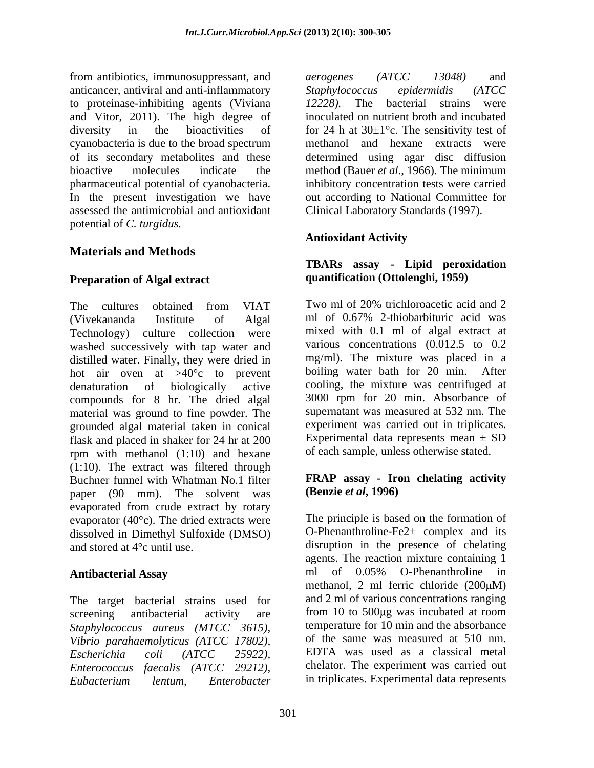from antibiotics, immunosuppressant, and anticancer, antiviral and anti-inflammatory to proteinase-inhibiting agents (Viviana and Vitor, 2011). The high degree of diversity in the bioactivities of cyanobacteria is due to the broad spectrum of its secondary metabolites and these bioactive molecules indicate the pharmaceutical potential of cyanobacteria. In the present investigation we have assessed the antimicrobial and antioxidant potential of *C. turgidus.*

## Materials and Methods

### Preparation of Algal extract

The cultures obtained from VIAT (Vivekananda Institute of Algal Technology) culture collection were washed successively with tap water and distilled water. Finally, they were dried in hot air oven at >40°c to prevent denaturation of biologically active compounds for 8 hr. The dried algal material was ground to fine powder. The grounded algal material taken in conical flask and placed in shaker for 24 hr at 200 rpm with methanol (1:10) and hexane (1:10). The extract was filtered through Buchner funnel with Whatman No.1 filter paper (90 mm). The solvent was evaporated from crude extract by rotary evaporator (40°c). The dried extracts were dissolved in Dimethyl Sulfoxide (DMSO) and stored at 4°c until use.

### Antibacterial Assay

The target bacterial strains used for screening antibacterial activity are *Staphylococcus aureus (MTCC 3615), Vibrio parahaemolyticus (ATCC 17802), Escherichia coli (ATCC 25922), Enterococcus faecalis (ATCC 29212), Eubacterium lentum, Enterobacter aerogenes (ATCC 13048)* and *Staphylococcus epidermidis (ATCC 12228).* The bacterial strains were inoculated on nutrient broth and incubated for 24 h at 30±1°c. The sensitivity test of methanol and hexane extracts were determined using agar disc diffusion method (Bauer *et al*., 1966). The minimum inhibitory concentration tests were carried out according to National Committee for Clinical Laboratory Standards (1997).

### Antioxidant Activity

#### TBARs assay - Lipid peroxidation quantification (Ottolenghi, 1959)

Two ml of 20% trichloroacetic acid and 2 ml of 0.67% 2-thiobarbituric acid was mixed with 0.1 ml of algal extract at various concentrations (0.012.5 to 0.2 mg/ml). The mixture was placed in a boiling water bath for 20 min. After cooling, the mixture was centrifuged at 3000 rpm for 20 min. Absorbance of supernatant was measured at 532 nm. The experiment was carried out in triplicates. Experimental data represents mean ± SD of each sample, unless otherwise stated.

#### FRAP assay - Iron chelating activity (Benzie *et al*, 1996)

The principle is based on the formation of O-Phenanthroline-$Fe^{2+}$ complex and its disruption in the presence of chelating agents. The reaction mixture containing 1 ml of 0.05% O-Phenanthroline in methanol, 2 ml ferric chloride (200μM) and 2 ml of various concentrations ranging from 10 to 500μg was incubated at room temperature for 10 min and the absorbance of the same was measured at 510 nm. EDTA was used as a classical metal chelator. The experiment was carried out in triplicates. Experimental data represents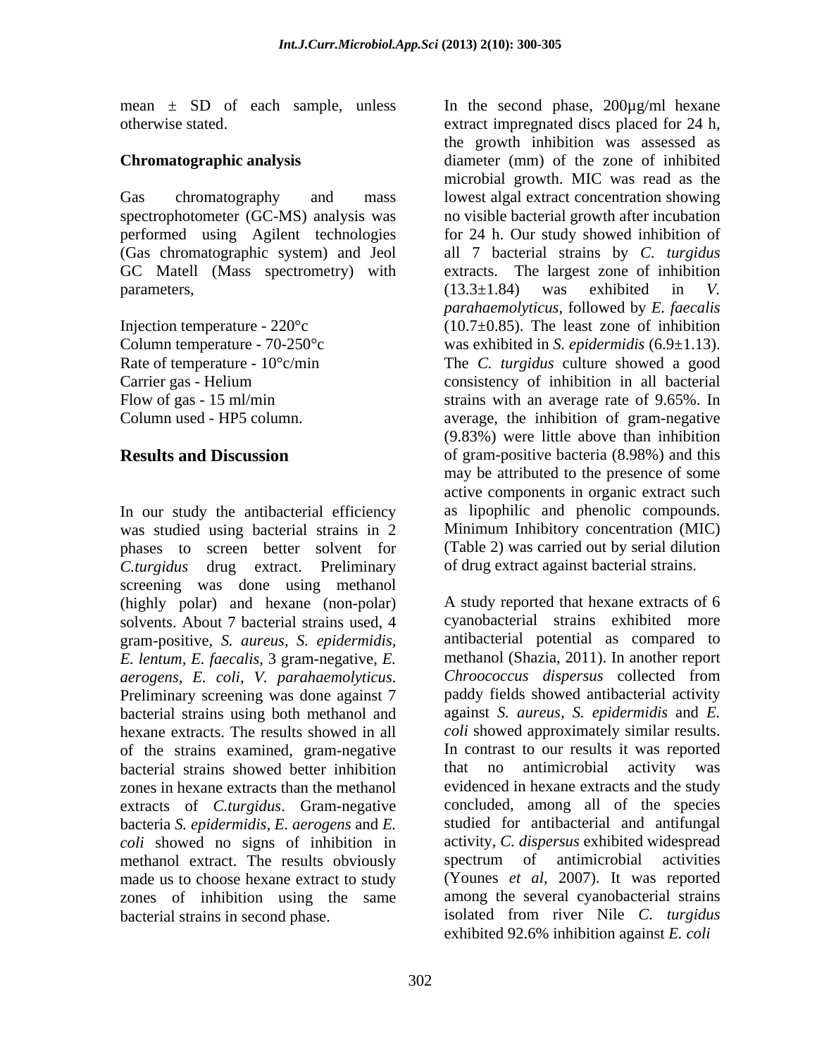mean ± SD of each sample, unless otherwise stated.

## Chromatographic analysis

Gas chromatography and mass spectrophotometer (GC-MS) analysis was performed using Agilent technologies (Gas chromatographic system) and Jeol GC Matell (Mass spectrometry) with parameters,

Injection temperature - 220°c
Column temperature - 70-250°c
Rate of temperature - 10°c/min
Carrier gas - Helium
Flow of gas - 15 ml/min
Column used - HP5 column.

## Results and Discussion

In our study the antibacterial efficiency was studied using bacterial strains in 2 phases to screen better solvent for *C.turgidus* drug extract. Preliminary screening was done using methanol (highly polar) and hexane (non-polar) solvents. About 7 bacterial strains used, 4 gram-positive, *S. aureus, S. epidermidis, E. lentum, E. faecalis,* 3 gram-negative, *E. aerogens, E. coli, V. parahaemolyticus*. Preliminary screening was done against 7 bacterial strains using both methanol and hexane extracts. The results showed in all of the strains examined, gram-negative bacterial strains showed better inhibition zones in hexane extracts than the methanol extracts of *C.turgidus*. Gram-negative bacteria *S. epidermidis*, *E. aerogens* and *E. coli* showed no signs of inhibition in methanol extract. The results obviously made us to choose hexane extract to study zones of inhibition using the same bacterial strains in second phase.

In the second phase, 200µg/ml hexane extract impregnated discs placed for 24 h, the growth inhibition was assessed as diameter (mm) of the zone of inhibited microbial growth. MIC was read as the lowest algal extract concentration showing no visible bacterial growth after incubation for 24 h. Our study showed inhibition of all 7 bacterial strains by *C. turgidus* extracts. The largest zone of inhibition (13.3±1.84) was exhibited in *V. parahaemolyticus*, followed by *E. faecalis* (10.7±0.85). The least zone of inhibition was exhibited in *S. epidermidis* (6.9±1.13). The *C. turgidus* culture showed a good consistency of inhibition in all bacterial strains with an average rate of 9.65%. In average, the inhibition of gram-negative (9.83%) were little above than inhibition of gram-positive bacteria (8.98%) and this may be attributed to the presence of some active components in organic extract such as lipophilic and phenolic compounds. Minimum Inhibitory concentration (MIC) (Table 2) was carried out by serial dilution of drug extract against bacterial strains.

A study reported that hexane extracts of 6 cyanobacterial strains exhibited more antibacterial potential as compared to methanol (Shazia, 2011). In another report *Chroococcus dispersus* collected from paddy fields showed antibacterial activity against *S. aureus, S. epidermidis* and *E. coli* showed approximately similar results. In contrast to our results it was reported that no antimicrobial activity was evidenced in hexane extracts and the study concluded, among all of the species studied for antibacterial and antifungal activity, *C. dispersus* exhibited widespread spectrum of antimicrobial activities (Younes *et al*, 2007). It was reported among the several cyanobacterial strains isolated from river Nile *C. turgidus* exhibited 92.6% inhibition against *E. coli*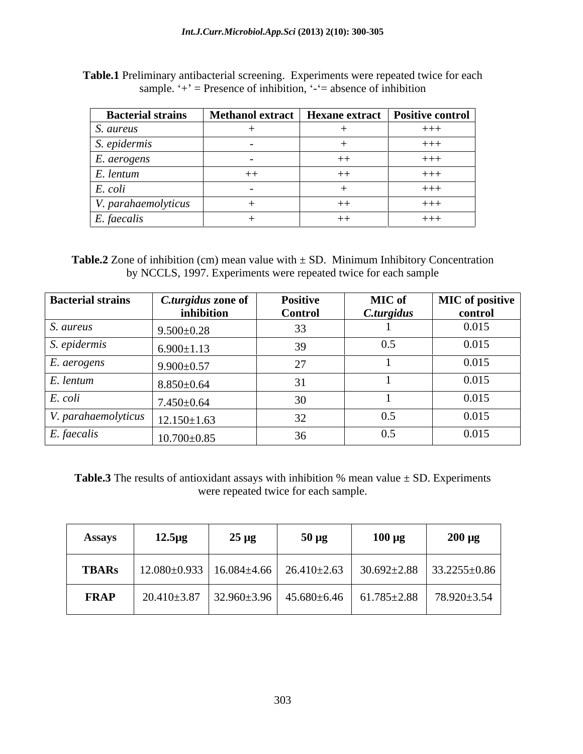**Table.1** Preliminary antibacterial screening. Experiments were repeated twice for each sample. '+' = Presence of inhibition, '-'= absence of inhibition

| Bacterial strains | Methanol extract | Hexane extract | Positive control |
|---|---|---|---|
| *S. aureus* | + | + | +++ |
| *S. epidermis* | - | + | +++ |
| *E. aerogens* | - | ++ | +++ |
| *E. lentum* | ++ | ++ | +++ |
| *E. coli* | - | + | +++ |
| *V. parahaemolyticus* | + | ++ | +++ |
| *E. faecalis* | + | ++ | +++ |

**Table.2** Zone of inhibition (cm) mean value with ± SD. Minimum Inhibitory Concentration by NCCLS, 1997. Experiments were repeated twice for each sample

| Bacterial strains | *C.turgidus* zone of inhibition | Positive Control | MIC of *C.turgidus* | MIC of positive control |
|---|---|---|---|---|
| *S. aureus* | 9.500±0.28 | 33 | 1 | 0.015 |
| *S. epidermis* | 6.900±1.13 | 39 | 0.5 | 0.015 |
| *E. aerogens* | 9.900±0.57 | 27 | 1 | 0.015 |
| *E. lentum* | 8.850±0.64 | 31 | 1 | 0.015 |
| *E. coli* | 7.450±0.64 | 30 | 1 | 0.015 |
| *V. parahaemolyticus* | 12.150±1.63 | 32 | 0.5 | 0.015 |
| *E. faecalis* | 10.700±0.85 | 36 | 0.5 | 0.015 |

**Table.3** The results of antioxidant assays with inhibition % mean value ± SD. Experiments were repeated twice for each sample.

| Assays | 12.5µg | 25 µg | 50 µg | 100 µg | 200 µg |
|---|---|---|---|---|---|
| **TBARs** | 12.080±0.933 | 16.084±4.66 | 26.410±2.63 | 30.692±2.88 | 33.2255±0.86 |
| **FRAP** | 20.410±3.87 | 32.960±3.96 | 45.680±6.46 | 61.785±2.88 | 78.920±3.54 |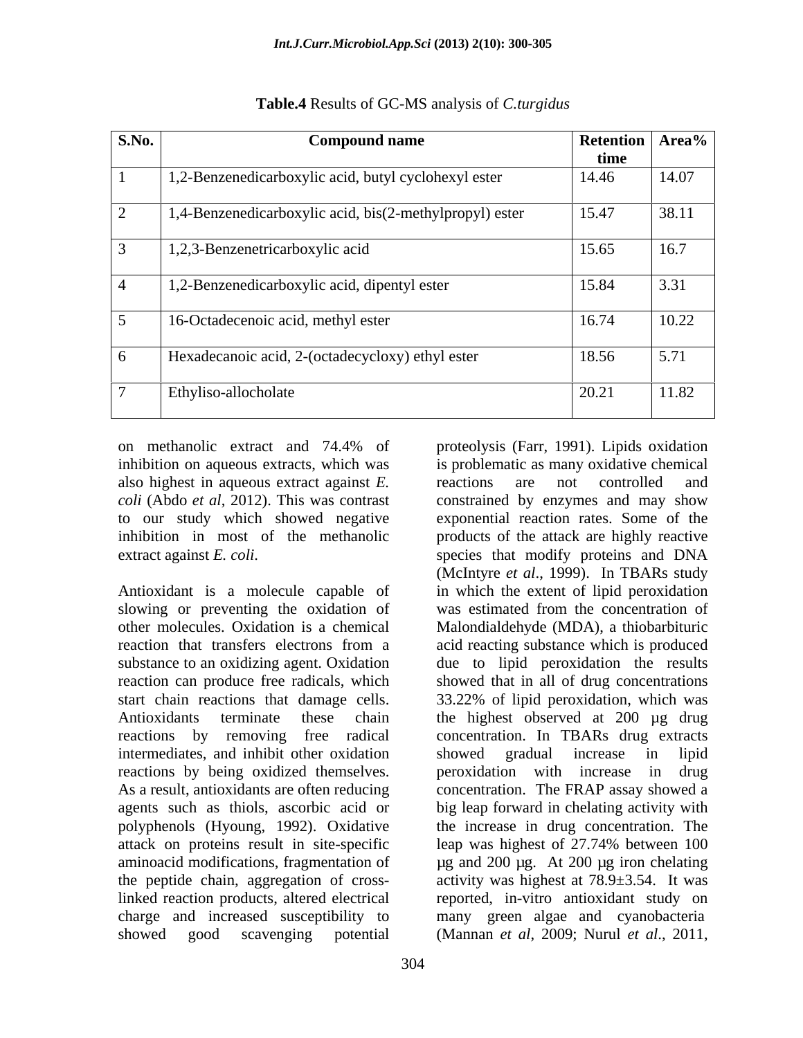**Table.4** Results of GC-MS analysis of *C.turgidus*

| S.No. | Compound name | Retention time | Area% |
|---|---|---|---|
| 1 | 1,2-Benzenedicarboxylic acid, butyl cyclohexyl ester | 14.46 | 14.07 |
| 2 | 1,4-Benzenedicarboxylic acid, bis(2-methylpropyl) ester | 15.47 | 38.11 |
| 3 | 1,2,3-Benzenetricarboxylic acid | 15.65 | 16.7 |
| 4 | 1,2-Benzenedicarboxylic acid, dipentyl ester | 15.84 | 3.31 |
| 5 | 16-Octadecenoic acid, methyl ester | 16.74 | 10.22 |
| 6 | Hexadecanoic acid, 2-(octadecycloxy) ethyl ester | 18.56 | 5.71 |
| 7 | Ethyliso-allocholate | 20.21 | 11.82 |

on methanolic extract and 74.4% of inhibition on aqueous extracts, which was also highest in aqueous extract against *E. coli* (Abdo *et al*, 2012). This was contrast to our study which showed negative inhibition in most of the methanolic extract against *E. coli*.

Antioxidant is a molecule capable of slowing or preventing the oxidation of other molecules. Oxidation is a chemical reaction that transfers electrons from a substance to an oxidizing agent. Oxidation reaction can produce free radicals, which start chain reactions that damage cells. Antioxidants terminate these chain reactions by removing free radical intermediates, and inhibit other oxidation reactions by being oxidized themselves. As a result, antioxidants are often reducing agents such as thiols, ascorbic acid or polyphenols (Hyoung, 1992). Oxidative attack on proteins result in site-specific aminoacid modifications, fragmentation of the peptide chain, aggregation of cross-linked reaction products, altered electrical charge and increased susceptibility to proteolysis (Farr, 1991). Lipids oxidation is problematic as many oxidative chemical reactions are not controlled and constrained by enzymes and may show exponential reaction rates. Some of the products of the attack are highly reactive species that modify proteins and DNA (McIntyre *et al*., 1999). In TBARs study in which the extent of lipid peroxidation was estimated from the concentration of Malondialdehyde (MDA), a thiobarbituric acid reacting substance which is produced due to lipid peroxidation the results showed that in all of drug concentrations 33.22% of lipid peroxidation, which was the highest observed at 200 µg drug concentration. In TBARs drug extracts showed gradual increase in lipid peroxidation with increase in drug concentration. The FRAP assay showed a big leap forward in chelating activity with the increase in drug concentration. The leap was highest of 27.74% between 100 µg and 200 µg. At 200 µg iron chelating activity was highest at 78.9±3.54. It was reported, in-vitro antioxidant study on many green algae and cyanobacteria showed good scavenging potential (Mannan *et al*, 2009; Nurul *et al*., 2011,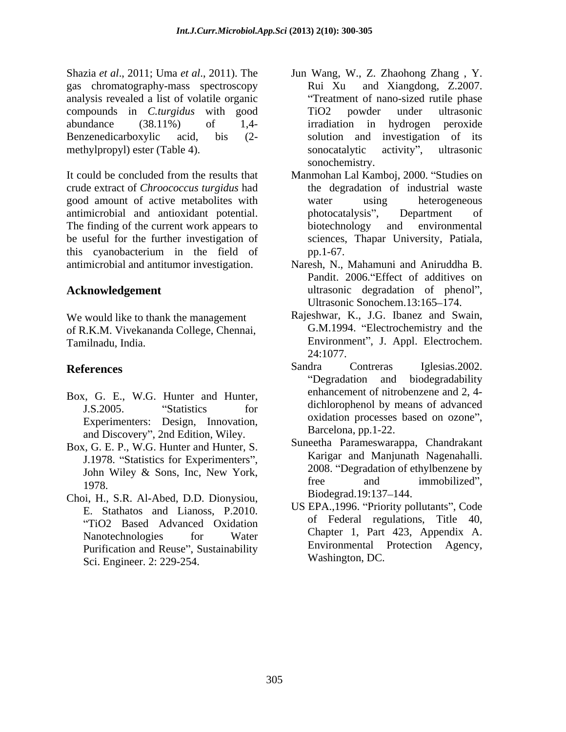Shazia *et al*., 2011; Uma *et al*., 2011). The gas chromatography-mass spectroscopy analysis revealed a list of volatile organic compounds in *C.turgidus* with good abundance (38.11%) of 1,4-Benzenedicarboxylic acid, bis (2-methylpropyl) ester (Table 4).

It could be concluded from the results that crude extract of *Chroococcus turgidus* had good amount of active metabolites with antimicrobial and antioxidant potential. The finding of the current work appears to be useful for the further investigation of this cyanobacterium in the field of antimicrobial and antitumor investigation.

## Acknowledgement

We would like to thank the management of R.K.M. Vivekananda College, Chennai, Tamilnadu, India.

## References

Box, G. E., W.G. Hunter and Hunter, J.S.2005. "Statistics for Experimenters: Design, Innovation, and Discovery", 2nd Edition, Wiley.

Box, G. E. P., W.G. Hunter and Hunter, S. J.1978. "Statistics for Experimenters", John Wiley & Sons, Inc, New York, 1978.

Choi, H., S.R. Al-Abed, D.D. Dionysiou, E. Stathatos and Lianoss, P.2010. "TiO2 Based Advanced Oxidation Nanotechnologies for Water Purification and Reuse", Sustainability Sci. Engineer. 2: 229-254.

Jun Wang, W., Z. Zhaohong Zhang , Y. Rui Xu and Xiangdong, Z.2007. "Treatment of nano-sized rutile phase TiO2 powder under ultrasonic irradiation in hydrogen peroxide solution and investigation of its sonocatalytic activity", ultrasonic sonochemistry.

Manmohan Lal Kamboj, 2000. "Studies on the degradation of industrial waste water using heterogeneous photocatalysis", Department of biotechnology and environmental sciences, Thapar University, Patiala, pp.1-67.

Naresh, N., Mahamuni and Aniruddha B. Pandit. 2006."Effect of additives on ultrasonic degradation of phenol", Ultrasonic Sonochem.13:165–174.

Rajeshwar, K., J.G. Ibanez and Swain, G.M.1994. "Electrochemistry and the Environment", J. Appl. Electrochem. 24:1077.

Sandra Contreras Iglesias.2002. "Degradation and biodegradability enhancement of nitrobenzene and 2, 4-dichlorophenol by means of advanced oxidation processes based on ozone", Barcelona, pp.1-22.

Suneetha Parameswarappa, Chandrakant Karigar and Manjunath Nagenahalli. 2008. "Degradation of ethylbenzene by free and immobilized", Biodegrad.19:137–144.

US EPA.,1996. "Priority pollutants", Code of Federal regulations, Title 40, Chapter 1, Part 423, Appendix A. Environmental Protection Agency, Washington, DC.